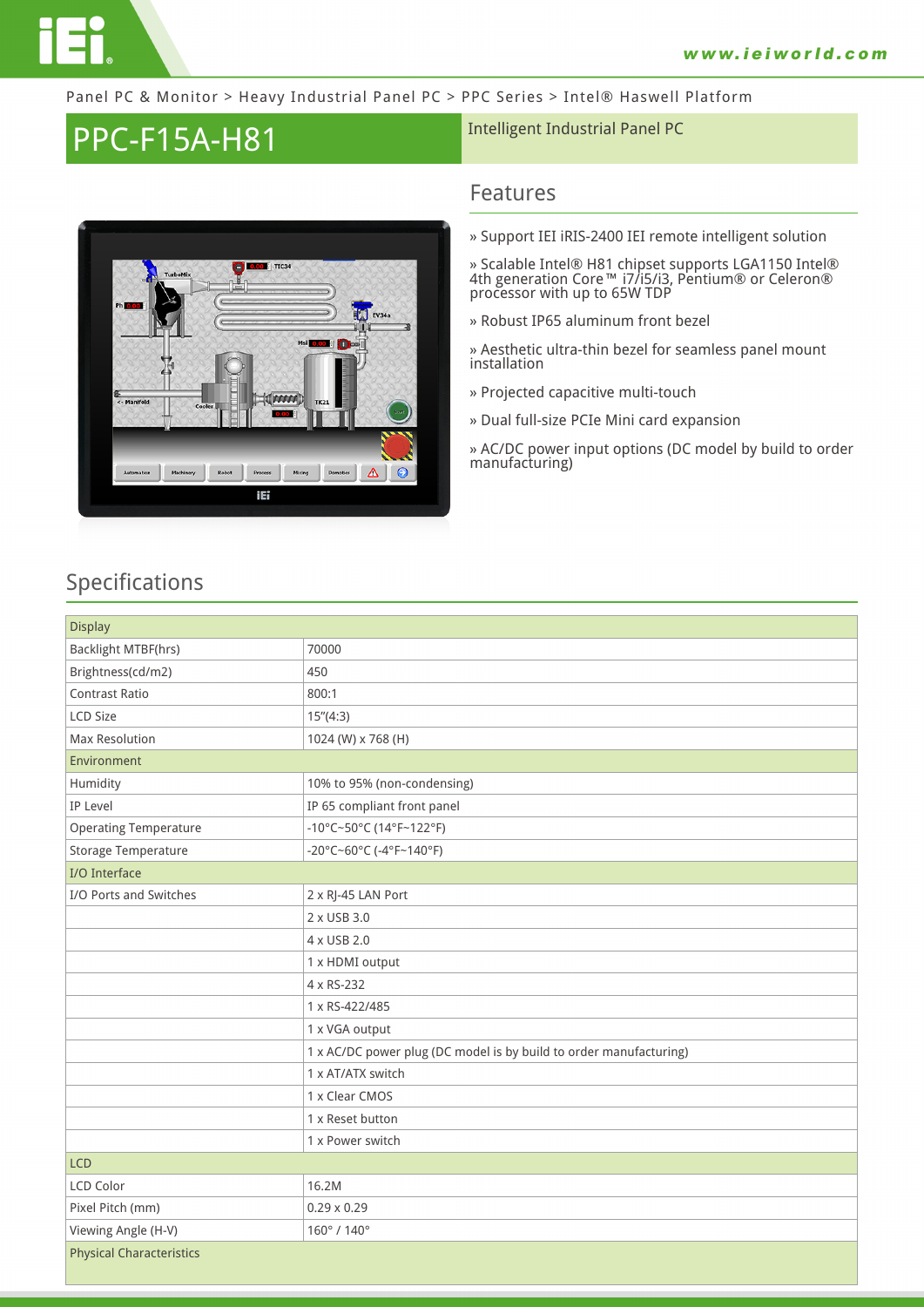Panel PC & Monitor > Heavy Industrial Panel PC > PPC Series > Intel® Haswell Platform

# PPC-F15A-H81

Intelligent Industrial Panel PC

## Features

» Support IEI iRIS-2400 IEI remote intelligent solution

» Scalable Intel® H81 chipset supports LGA1150 Intel® 4th generation Core™ i7/i5/i3, Pentium® or Celeron® processor with up to 65W TDP

» Robust IP65 aluminum front bezel

» Aesthetic ultra-thin bezel for seamless panel mount installation

» Projected capacitive multi-touch

» Dual full-size PCIe Mini card expansion

» AC/DC power input options (DC model by build to order manufacturing)

## Specifications

| Display | |
|---|---|
| Backlight MTBF(hrs) | 70000 |
| Brightness(cd/m2) | 450 |
| Contrast Ratio | 800:1 |
| LCD Size | 15"(4:3) |
| Max Resolution | 1024 (W) x 768 (H) |
| **Environment** | |
| Humidity | 10% to 95% (non-condensing) |
| IP Level | IP 65 compliant front panel |
| Operating Temperature | -10°C~50°C (14°F~122°F) |
| Storage Temperature | -20°C~60°C (-4°F~140°F) |
| **I/O Interface** | |
| I/O Ports and Switches | 2 x RJ-45 LAN Port |
| | 2 x USB 3.0 |
| | 4 x USB 2.0 |
| | 1 x HDMI output |
| | 4 x RS-232 |
| | 1 x RS-422/485 |
| | 1 x VGA output |
| | 1 x AC/DC power plug (DC model is by build to order manufacturing) |
| | 1 x AT/ATX switch |
| | 1 x Clear CMOS |
| | 1 x Reset button |
| | 1 x Power switch |
| **LCD** | |
| LCD Color | 16.2M |
| Pixel Pitch (mm) | 0.29 x 0.29 |
| Viewing Angle (H-V) | 160° / 140° |
| **Physical Characteristics** | |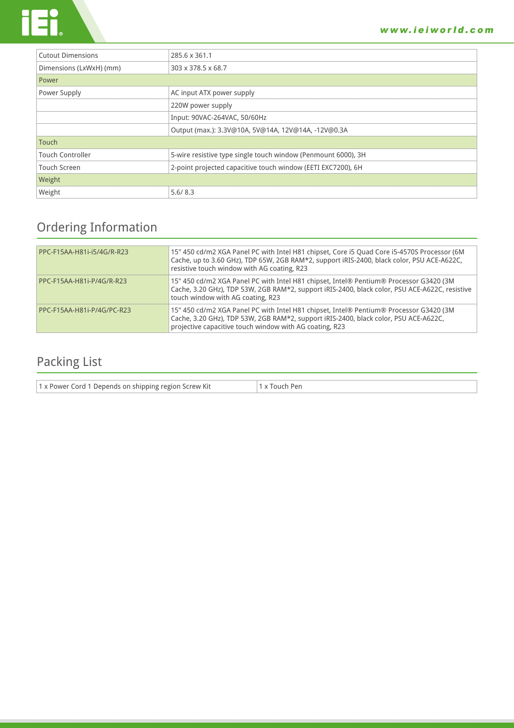| | |
|---|---|
| Cutout Dimensions | 285.6 x 361.1 |
| Dimensions (LxWxH) (mm) | 303 x 378.5 x 68.7 |
| Power | |
| Power Supply | AC input ATX power supply |
| | 220W power supply |
| | Input: 90VAC-264VAC, 50/60Hz |
| | Output (max.): 3.3V@10A, 5V@14A, 12V@14A, -12V@0.3A |
| Touch | |
| Touch Controller | 5-wire resistive type single touch window (Penmount 6000), 3H |
| Touch Screen | 2-point projected capacitive touch window (EETI EXC7200), 6H |
| Weight | |
| Weight | 5.6/ 8.3 |

## Ordering Information

| | |
|---|---|
| PPC-F15AA-H81i-i5/4G/R-R23 | 15" 450 cd/m2 XGA Panel PC with Intel H81 chipset, Core i5 Quad Core i5-4570S Processor (6M Cache, up to 3.60 GHz), TDP 65W, 2GB RAM*2, support iRIS-2400, black color, PSU ACE-A622C, resistive touch window with AG coating, R23 |
| PPC-F15AA-H81i-P/4G/R-R23 | 15" 450 cd/m2 XGA Panel PC with Intel H81 chipset, Intel® Pentium® Processor G3420 (3M Cache, 3.20 GHz), TDP 53W, 2GB RAM*2, support iRIS-2400, black color, PSU ACE-A622C, resistive touch window with AG coating, R23 |
| PPC-F15AA-H81i-P/4G/PC-R23 | 15" 450 cd/m2 XGA Panel PC with Intel H81 chipset, Intel® Pentium® Processor G3420 (3M Cache, 3.20 GHz), TDP 53W, 2GB RAM*2, support iRIS-2400, black color, PSU ACE-A622C, projective capacitive touch window with AG coating, R23 |

## Packing List

| | |
|---|---|
| 1 x Power Cord 1 Depends on shipping region Screw Kit | 1 x Touch Pen |